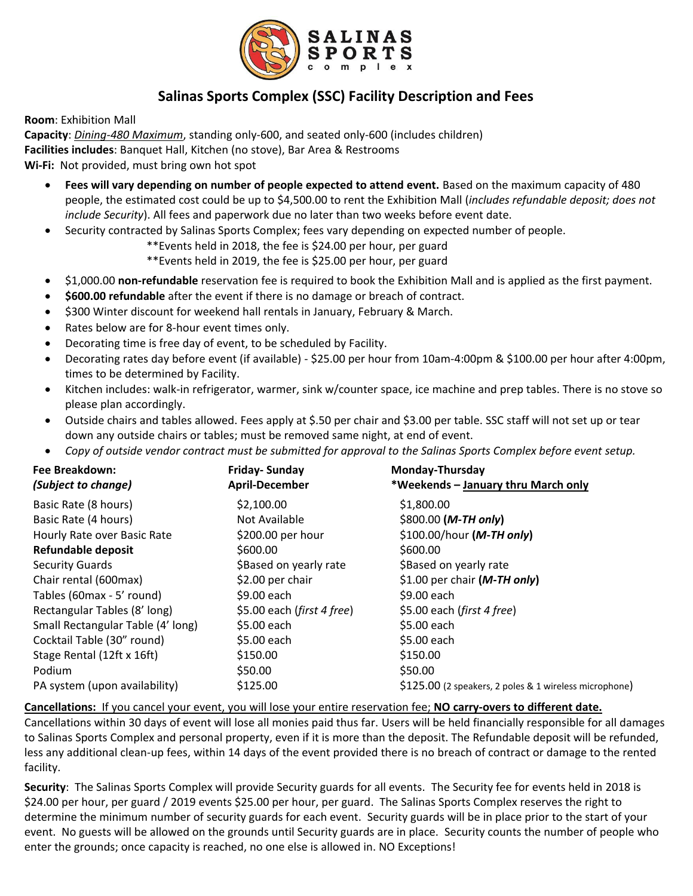# Salinas Sports Complex (SSC) Facility Description and Fees

**Room**: Exhibition Mall
**Capacity**: *Dining-480 Maximum*, standing only-600, and seated only-600 (includes children)
**Facilities includes**: Banquet Hall, Kitchen (no stove), Bar Area & Restrooms
**Wi-Fi:** Not provided, must bring own hot spot

- **Fees will vary depending on number of people expected to attend event.** Based on the maximum capacity of 480 people, the estimated cost could be up to $4,500.00 to rent the Exhibition Mall (*includes refundable deposit; does not include Security*). All fees and paperwork due no later than two weeks before event date.
- Security contracted by Salinas Sports Complex; fees vary depending on expected number of people.
  **Events held in 2018, the fee is $24.00 per hour, per guard
  **Events held in 2019, the fee is $25.00 per hour, per guard
- $1,000.00 **non-refundable** reservation fee is required to book the Exhibition Mall and is applied as the first payment.
- **$600.00 refundable** after the event if there is no damage or breach of contract.
- $300 Winter discount for weekend hall rentals in January, February & March.
- Rates below are for 8-hour event times only.
- Decorating time is free day of event, to be scheduled by Facility.
- Decorating rates day before event (if available) - $25.00 per hour from 10am-4:00pm & $100.00 per hour after 4:00pm, times to be determined by Facility.
- Kitchen includes: walk-in refrigerator, warmer, sink w/counter space, ice machine and prep tables. There is no stove so please plan accordingly.
- Outside chairs and tables allowed. Fees apply at $.50 per chair and $3.00 per table. SSC staff will not set up or tear down any outside chairs or tables; must be removed same night, at end of event.
- *Copy of outside vendor contract must be submitted for approval to the Salinas Sports Complex before event setup.*

| **Fee Breakdown:** *(Subject to change)* | **Friday- Sunday April-December** | **Monday-Thursday *Weekends – January thru March only** |
|---|---|---|
| Basic Rate (8 hours) | $2,100.00 | $1,800.00 |
| Basic Rate (4 hours) | Not Available | $800.00 **(*M-TH only*)** |
| Hourly Rate over Basic Rate | $200.00 per hour | $100.00/hour **(*M-TH only*)** |
| **Refundable deposit** | $600.00 | $600.00 |
| Security Guards | $Based on yearly rate | $Based on yearly rate |
| Chair rental (600max) | $2.00 per chair | $1.00 per chair **(*M-TH only*)** |
| Tables (60max - 5' round) | $9.00 each | $9.00 each |
| Rectangular Tables (8' long) | $5.00 each (*first 4 free*) | $5.00 each (*first 4 free*) |
| Small Rectangular Table (4' long) | $5.00 each | $5.00 each |
| Cocktail Table (30" round) | $5.00 each | $5.00 each |
| Stage Rental (12ft x 16ft) | $150.00 | $150.00 |
| Podium | $50.00 | $50.00 |
| PA system (upon availability) | $125.00 | $125.00 (2 speakers, 2 poles & 1 wireless microphone) |

**Cancellations:** If you cancel your event, you will lose your entire reservation fee; **NO carry-overs to different date.** Cancellations within 30 days of event will lose all monies paid thus far. Users will be held financially responsible for all damages to Salinas Sports Complex and personal property, even if it is more than the deposit. The Refundable deposit will be refunded, less any additional clean-up fees, within 14 days of the event provided there is no breach of contract or damage to the rented facility.

**Security**: The Salinas Sports Complex will provide Security guards for all events. The Security fee for events held in 2018 is $24.00 per hour, per guard / 2019 events $25.00 per hour, per guard. The Salinas Sports Complex reserves the right to determine the minimum number of security guards for each event. Security guards will be in place prior to the start of your event. No guests will be allowed on the grounds until Security guards are in place. Security counts the number of people who enter the grounds; once capacity is reached, no one else is allowed in. NO Exceptions!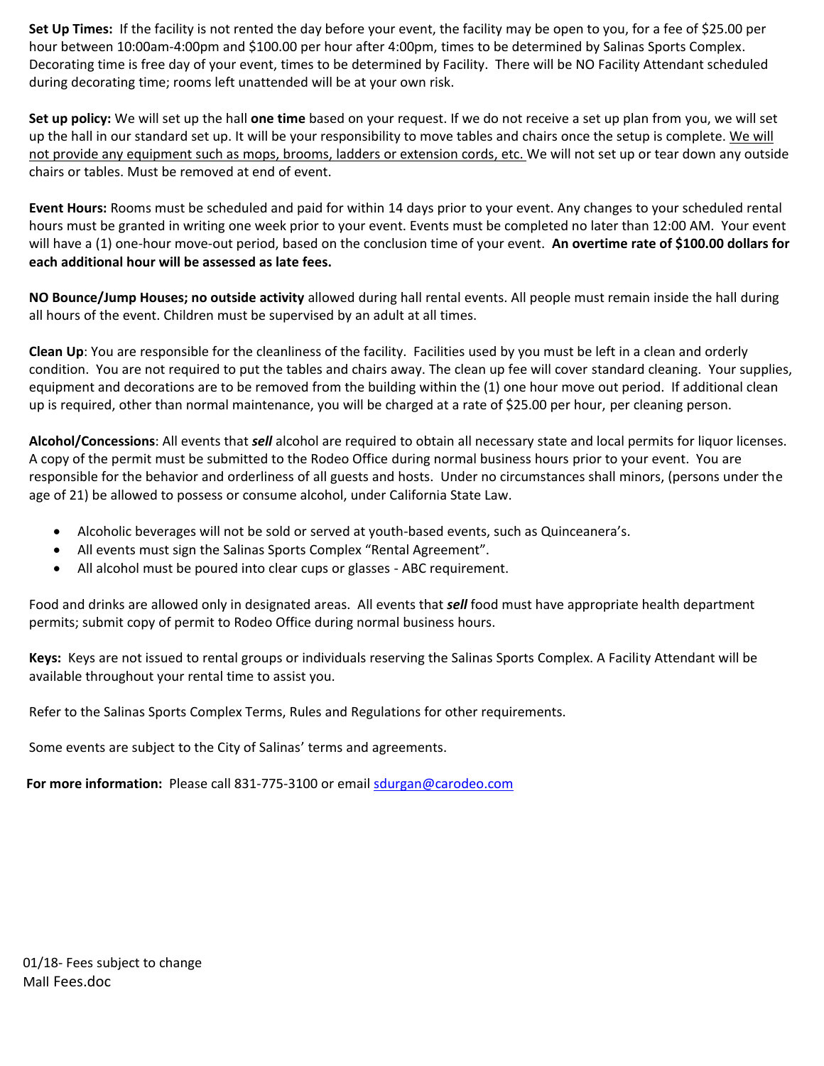**Set Up Times:** If the facility is not rented the day before your event, the facility may be open to you, for a fee of $25.00 per hour between 10:00am-4:00pm and $100.00 per hour after 4:00pm, times to be determined by Salinas Sports Complex. Decorating time is free day of your event, times to be determined by Facility. There will be NO Facility Attendant scheduled during decorating time; rooms left unattended will be at your own risk.

**Set up policy:** We will set up the hall **one time** based on your request. If we do not receive a set up plan from you, we will set up the hall in our standard set up. It will be your responsibility to move tables and chairs once the setup is complete. We will not provide any equipment such as mops, brooms, ladders or extension cords, etc. We will not set up or tear down any outside chairs or tables. Must be removed at end of event.

**Event Hours:** Rooms must be scheduled and paid for within 14 days prior to your event. Any changes to your scheduled rental hours must be granted in writing one week prior to your event. Events must be completed no later than 12:00 AM. Your event will have a (1) one-hour move-out period, based on the conclusion time of your event. **An overtime rate of $100.00 dollars for each additional hour will be assessed as late fees.**

**NO Bounce/Jump Houses; no outside activity** allowed during hall rental events. All people must remain inside the hall during all hours of the event. Children must be supervised by an adult at all times.

**Clean Up**: You are responsible for the cleanliness of the facility. Facilities used by you must be left in a clean and orderly condition. You are not required to put the tables and chairs away. The clean up fee will cover standard cleaning. Your supplies, equipment and decorations are to be removed from the building within the (1) one hour move out period. If additional clean up is required, other than normal maintenance, you will be charged at a rate of $25.00 per hour, per cleaning person.

**Alcohol/Concessions**: All events that ***sell*** alcohol are required to obtain all necessary state and local permits for liquor licenses. A copy of the permit must be submitted to the Rodeo Office during normal business hours prior to your event. You are responsible for the behavior and orderliness of all guests and hosts. Under no circumstances shall minors, (persons under the age of 21) be allowed to possess or consume alcohol, under California State Law.

- Alcoholic beverages will not be sold or served at youth-based events, such as Quinceanera's.
- All events must sign the Salinas Sports Complex "Rental Agreement".
- All alcohol must be poured into clear cups or glasses - ABC requirement.

Food and drinks are allowed only in designated areas. All events that ***sell*** food must have appropriate health department permits; submit copy of permit to Rodeo Office during normal business hours.

**Keys:** Keys are not issued to rental groups or individuals reserving the Salinas Sports Complex. A Facility Attendant will be available throughout your rental time to assist you.

Refer to the Salinas Sports Complex Terms, Rules and Regulations for other requirements.

Some events are subject to the City of Salinas' terms and agreements.

**For more information:** Please call 831-775-3100 or email sdurgan@carodeo.com

01/18- Fees subject to change
Mall Fees.doc